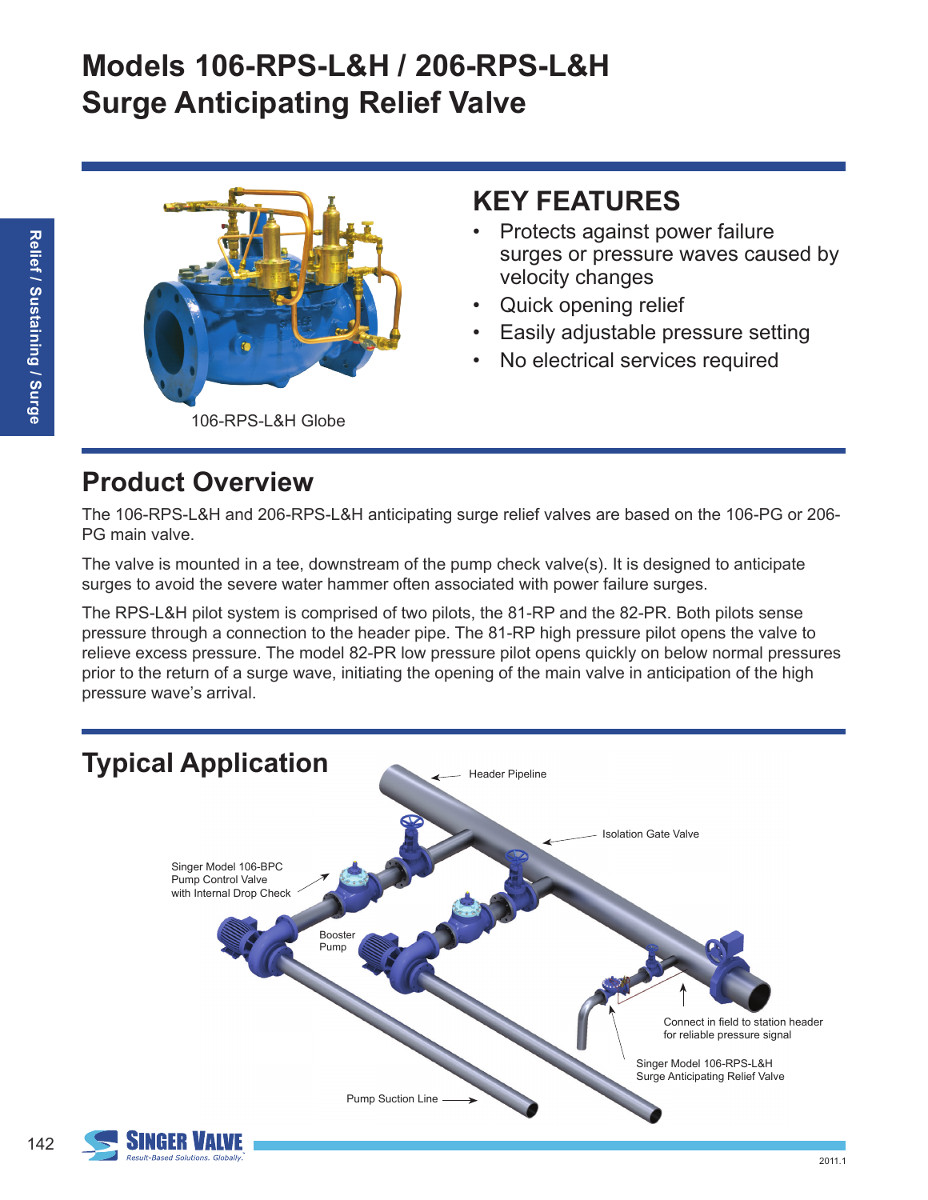# Models 106-RPS-L&H / 206-RPS-L&H Surge Anticipating Relief Valve

106-RPS-L&H Globe

## KEY FEATURES

- Protects against power failure surges or pressure waves caused by velocity changes
- Quick opening relief
- Easily adjustable pressure setting
- No electrical services required

## Product Overview

The 106-RPS-L&H and 206-RPS-L&H anticipating surge relief valves are based on the 106-PG or 206-PG main valve.

The valve is mounted in a tee, downstream of the pump check valve(s). It is designed to anticipate surges to avoid the severe water hammer often associated with power failure surges.

The RPS-L&H pilot system is comprised of two pilots, the 81-RP and the 82-PR. Both pilots sense pressure through a connection to the header pipe. The 81-RP high pressure pilot opens the valve to relieve excess pressure. The model 82-PR low pressure pilot opens quickly on below normal pressures prior to the return of a surge wave, initiating the opening of the main valve in anticipation of the high pressure wave's arrival.

## Typical Application

Header Pipeline

Isolation Gate Valve

Singer Model 106-BPC Pump Control Valve with Internal Drop Check

Booster Pump

Connect in field to station header for reliable pressure signal

Singer Model 106-RPS-L&H Surge Anticipating Relief Valve

Pump Suction Line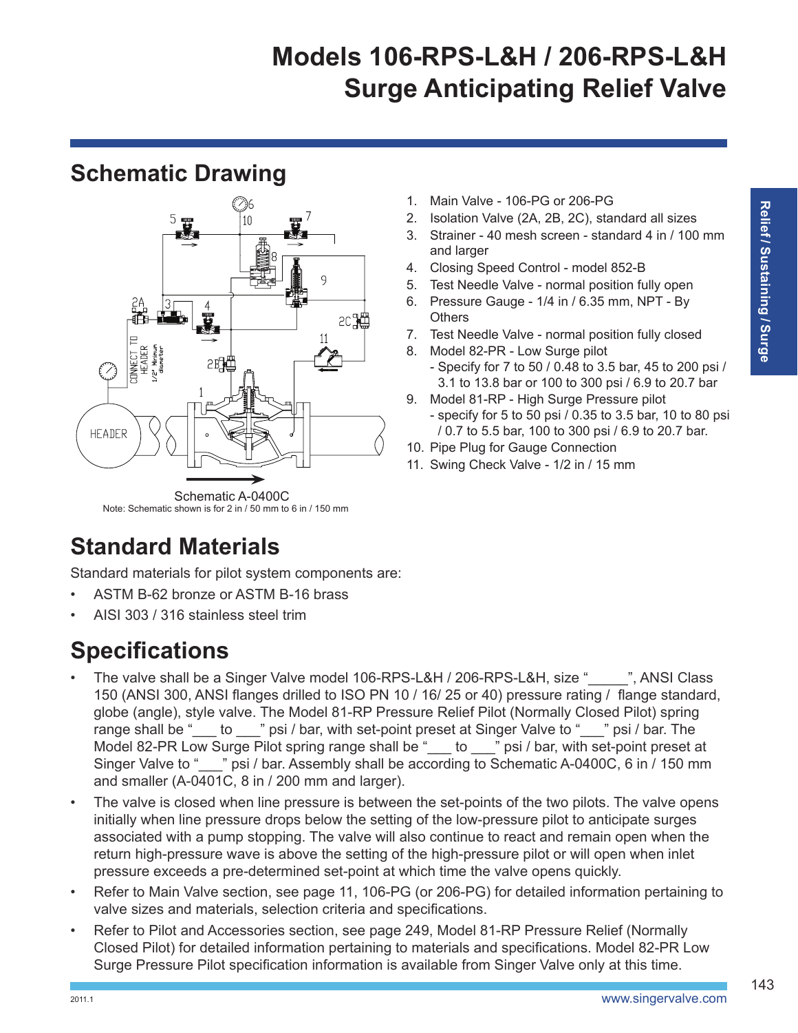# Models 106-RPS-L&H / 206-RPS-L&H
# Surge Anticipating Relief Valve

## Schematic Drawing

Schematic A-0400C

Note: Schematic shown is for 2 in / 50 mm to 6 in / 150 mm

1. Main Valve - 106-PG or 206-PG
2. Isolation Valve (2A, 2B, 2C), standard all sizes
3. Strainer - 40 mesh screen - standard 4 in / 100 mm and larger
4. Closing Speed Control - model 852-B
5. Test Needle Valve - normal position fully open
6. Pressure Gauge - 1/4 in / 6.35 mm, NPT - By Others
7. Test Needle Valve - normal position fully closed
8. Model 82-PR - Low Surge pilot
   - Specify for 7 to 50 / 0.48 to 3.5 bar, 45 to 200 psi / 3.1 to 13.8 bar or 100 to 300 psi / 6.9 to 20.7 bar
9. Model 81-RP - High Surge Pressure pilot
   - specify for 5 to 50 psi / 0.35 to 3.5 bar, 10 to 80 psi / 0.7 to 5.5 bar, 100 to 300 psi / 6.9 to 20.7 bar.
10. Pipe Plug for Gauge Connection
11. Swing Check Valve - 1/2 in / 15 mm

## Standard Materials

Standard materials for pilot system components are:

- ASTM B-62 bronze or ASTM B-16 brass
- AISI 303 / 316 stainless steel trim

## Specifications

- The valve shall be a Singer Valve model 106-RPS-L&H / 206-RPS-L&H, size "_____", ANSI Class 150 (ANSI 300, ANSI flanges drilled to ISO PN 10 / 16/ 25 or 40) pressure rating / flange standard, globe (angle), style valve. The Model 81-RP Pressure Relief Pilot (Normally Closed Pilot) spring range shall be "___ to ___" psi / bar, with set-point preset at Singer Valve to "___" psi / bar. The Model 82-PR Low Surge Pilot spring range shall be "___ to ___" psi / bar, with set-point preset at Singer Valve to "___" psi / bar. Assembly shall be according to Schematic A-0400C, 6 in / 150 mm and smaller (A-0401C, 8 in / 200 mm and larger).
- The valve is closed when line pressure is between the set-points of the two pilots. The valve opens initially when line pressure drops below the setting of the low-pressure pilot to anticipate surges associated with a pump stopping. The valve will also continue to react and remain open when the return high-pressure wave is above the setting of the high-pressure pilot or will open when inlet pressure exceeds a pre-determined set-point at which time the valve opens quickly.
- Refer to Main Valve section, see page 11, 106-PG (or 206-PG) for detailed information pertaining to valve sizes and materials, selection criteria and specifications.
- Refer to Pilot and Accessories section, see page 249, Model 81-RP Pressure Relief (Normally Closed Pilot) for detailed information pertaining to materials and specifications. Model 82-PR Low Surge Pressure Pilot specification information is available from Singer Valve only at this time.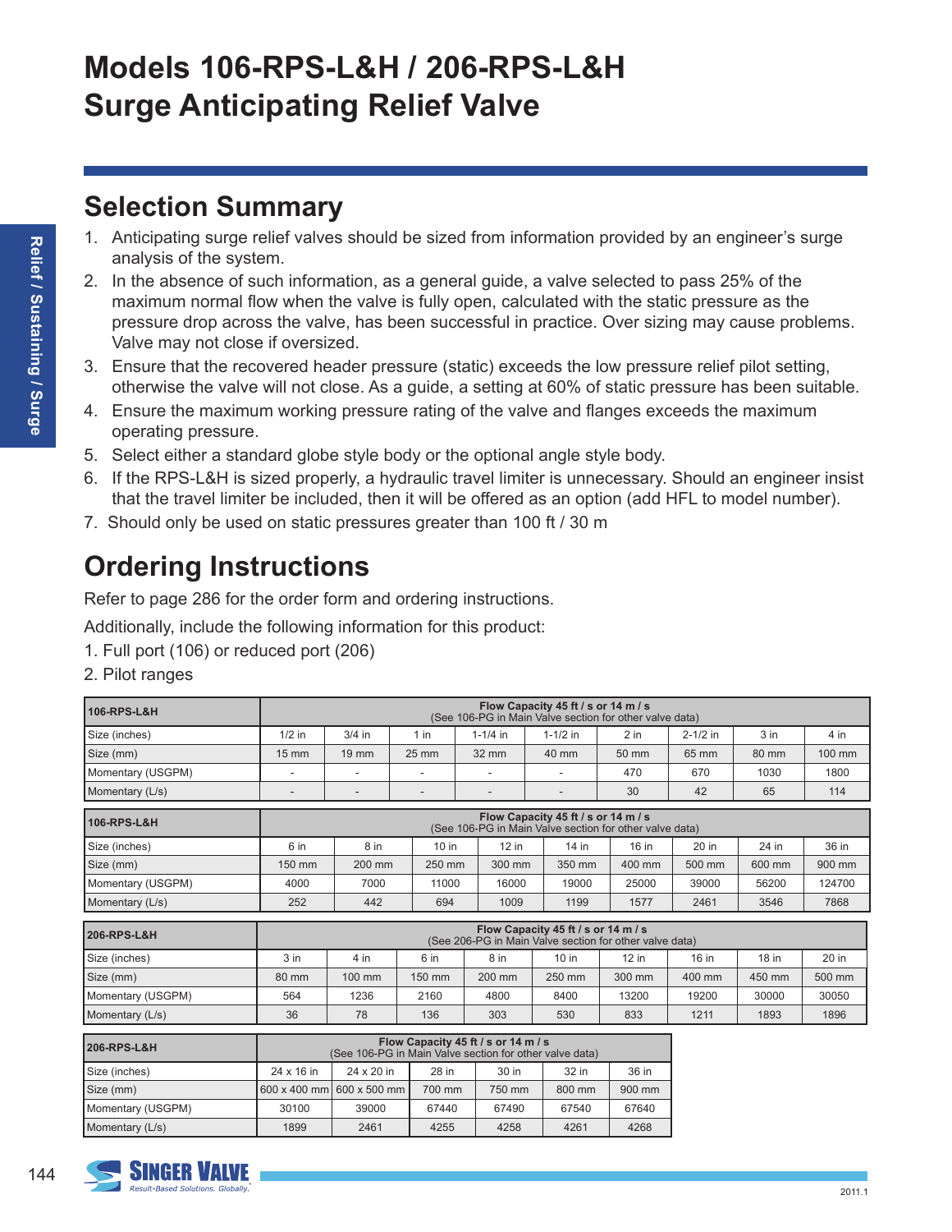# Models 106-RPS-L&H / 206-RPS-L&H
# Surge Anticipating Relief Valve

## Selection Summary

1. Anticipating surge relief valves should be sized from information provided by an engineer's surge analysis of the system.
2. In the absence of such information, as a general guide, a valve selected to pass 25% of the maximum normal flow when the valve is fully open, calculated with the static pressure as the pressure drop across the valve, has been successful in practice. Over sizing may cause problems. Valve may not close if oversized.
3. Ensure that the recovered header pressure (static) exceeds the low pressure relief pilot setting, otherwise the valve will not close. As a guide, a setting at 60% of static pressure has been suitable.
4. Ensure the maximum working pressure rating of the valve and flanges exceeds the maximum operating pressure.
5. Select either a standard globe style body or the optional angle style body.
6. If the RPS-L&H is sized properly, a hydraulic travel limiter is unnecessary. Should an engineer insist that the travel limiter be included, then it will be offered as an option (add HFL to model number).
7. Should only be used on static pressures greater than 100 ft / 30 m

## Ordering Instructions

Refer to page 286 for the order form and ordering instructions.

Additionally, include the following information for this product:

1. Full port (106) or reduced port (206)
2. Pilot ranges

| 106-RPS-L&H | Flow Capacity 45 ft / s or 14 m / s (See 106-PG in Main Valve section for other valve data) | | | | | | | | |
|---|---|---|---|---|---|---|---|---|---|
| Size (inches) | 1/2 in | 3/4 in | 1 in | 1-1/4 in | 1-1/2 in | 2 in | 2-1/2 in | 3 in | 4 in |
| Size (mm) | 15 mm | 19 mm | 25 mm | 32 mm | 40 mm | 50 mm | 65 mm | 80 mm | 100 mm |
| Momentary (USGPM) | - | - | - | - | - | 470 | 670 | 1030 | 1800 |
| Momentary (L/s) | - | - | - | - | - | 30 | 42 | 65 | 114 |

| 106-RPS-L&H | Flow Capacity 45 ft / s or 14 m / s (See 106-PG in Main Valve section for other valve data) | | | | | | | | |
|---|---|---|---|---|---|---|---|---|---|
| Size (inches) | 6 in | 8 in | 10 in | 12 in | 14 in | 16 in | 20 in | 24 in | 36 in |
| Size (mm) | 150 mm | 200 mm | 250 mm | 300 mm | 350 mm | 400 mm | 500 mm | 600 mm | 900 mm |
| Momentary (USGPM) | 4000 | 7000 | 11000 | 16000 | 19000 | 25000 | 39000 | 56200 | 124700 |
| Momentary (L/s) | 252 | 442 | 694 | 1009 | 1199 | 1577 | 2461 | 3546 | 7868 |

| 206-RPS-L&H | Flow Capacity 45 ft / s or 14 m / s (See 206-PG in Main Valve section for other valve data) | | | | | | | | |
|---|---|---|---|---|---|---|---|---|---|
| Size (inches) | 3 in | 4 in | 6 in | 8 in | 10 in | 12 in | 16 in | 18 in | 20 in |
| Size (mm) | 80 mm | 100 mm | 150 mm | 200 mm | 250 mm | 300 mm | 400 mm | 450 mm | 500 mm |
| Momentary (USGPM) | 564 | 1236 | 2160 | 4800 | 8400 | 13200 | 19200 | 30000 | 30050 |
| Momentary (L/s) | 36 | 78 | 136 | 303 | 530 | 833 | 1211 | 1893 | 1896 |

| 206-RPS-L&H | Flow Capacity 45 ft / s or 14 m / s (See 106-PG in Main Valve section for other valve data) | | | | | |
|---|---|---|---|---|---|---|
| Size (inches) | 24 x 16 in | 24 x 20 in | 28 in | 30 in | 32 in | 36 in |
| Size (mm) | 600 x 400 mm | 600 x 500 mm | 700 mm | 750 mm | 800 mm | 900 mm |
| Momentary (USGPM) | 30100 | 39000 | 67440 | 67490 | 67540 | 67640 |
| Momentary (L/s) | 1899 | 2461 | 4255 | 4258 | 4261 | 4268 |